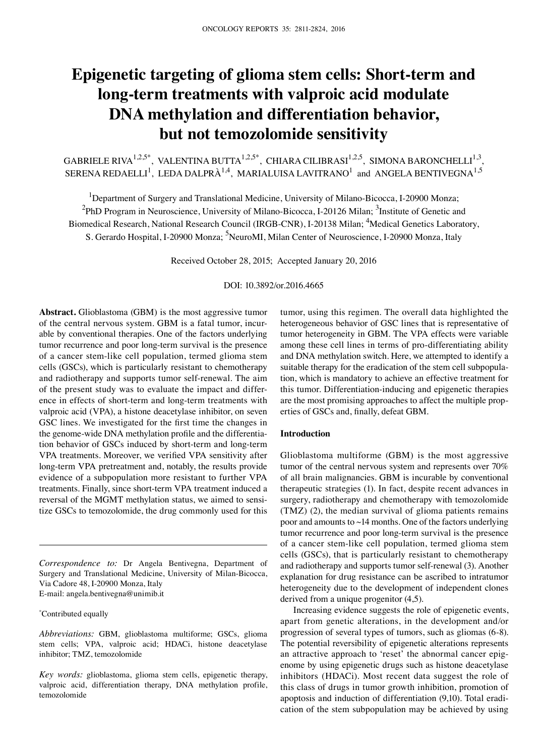# Epigenetic targeting of glioma stem cells: Short-term and long-term treatments with valproic acid modulate DNA methylation and differentiation behavior, but not temozolomide sensitivity

GABRIELE RIVA[1,2,5*], VALENTINA BUTTA[1,2,5*], CHIARA CILIBRASI[1,2,5], SIMONA BARONCHELLI[1,3], SERENA REDAELLI[1], LEDA DALPRÀ[1,4], MARIALUISA LAVITRANO[1] and ANGELA BENTIVEGNA[1,5]

[1]Department of Surgery and Translational Medicine, University of Milano-Bicocca, I-20900 Monza; [2]PhD Program in Neuroscience, University of Milano-Bicocca, I-20126 Milan; [3]Institute of Genetic and Biomedical Research, National Research Council (IRGB-CNR), I-20138 Milan; [4]Medical Genetics Laboratory, S. Gerardo Hospital, I-20900 Monza; [5]NeuroMI, Milan Center of Neuroscience, I-20900 Monza, Italy

Received October 28, 2015; Accepted January 20, 2016

DOI: 10.3892/or.2016.4665

**Abstract.** Glioblastoma (GBM) is the most aggressive tumor of the central nervous system. GBM is a fatal tumor, incurable by conventional therapies. One of the factors underlying tumor recurrence and poor long-term survival is the presence of a cancer stem-like cell population, termed glioma stem cells (GSCs), which is particularly resistant to chemotherapy and radiotherapy and supports tumor self-renewal. The aim of the present study was to evaluate the impact and difference in effects of short-term and long-term treatments with valproic acid (VPA), a histone deacetylase inhibitor, on seven GSC lines. We investigated for the first time the changes in the genome-wide DNA methylation profile and the differentiation behavior of GSCs induced by short-term and long-term VPA treatments. Moreover, we verified VPA sensitivity after long-term VPA pretreatment and, notably, the results provide evidence of a subpopulation more resistant to further VPA treatments. Finally, since short-term VPA treatment induced a reversal of the MGMT methylation status, we aimed to sensitize GSCs to temozolomide, the drug commonly used for this tumor, using this regimen. The overall data highlighted the heterogeneous behavior of GSC lines that is representative of tumor heterogeneity in GBM. The VPA effects were variable among these cell lines in terms of pro-differentiating ability and DNA methylation switch. Here, we attempted to identify a suitable therapy for the eradication of the stem cell subpopulation, which is mandatory to achieve an effective treatment for this tumor. Differentiation-inducing and epigenetic therapies are the most promising approaches to affect the multiple properties of GSCs and, finally, defeat GBM.

*Correspondence to:* Dr Angela Bentivegna, Department of Surgery and Translational Medicine, University of Milan-Bicocca, Via Cadore 48, I-20900 Monza, Italy
E-mail: angela.bentivegna@unimib.it

*Contributed equally

*Abbreviations:* GBM, glioblastoma multiforme; GSCs, glioma stem cells; VPA, valproic acid; HDACi, histone deacetylase inhibitor; TMZ, temozolomide

*Key words:* glioblastoma, glioma stem cells, epigenetic therapy, valproic acid, differentiation therapy, DNA methylation profile, temozolomide

## Introduction

Glioblastoma multiforme (GBM) is the most aggressive tumor of the central nervous system and represents over 70% of all brain malignancies. GBM is incurable by conventional therapeutic strategies (1). In fact, despite recent advances in surgery, radiotherapy and chemotherapy with temozolomide (TMZ) (2), the median survival of glioma patients remains poor and amounts to ~14 months. One of the factors underlying tumor recurrence and poor long-term survival is the presence of a cancer stem-like cell population, termed glioma stem cells (GSCs), that is particularly resistant to chemotherapy and radiotherapy and supports tumor self-renewal (3). Another explanation for drug resistance can be ascribed to intratumor heterogeneity due to the development of independent clones derived from a unique progenitor (4,5).

Increasing evidence suggests the role of epigenetic events, apart from genetic alterations, in the development and/or progression of several types of tumors, such as gliomas (6-8). The potential reversibility of epigenetic alterations represents an attractive approach to 'reset' the abnormal cancer epigenome by using epigenetic drugs such as histone deacetylase inhibitors (HDACi). Most recent data suggest the role of this class of drugs in tumor growth inhibition, promotion of apoptosis and induction of differentiation (9,10). Total eradication of the stem subpopulation may be achieved by using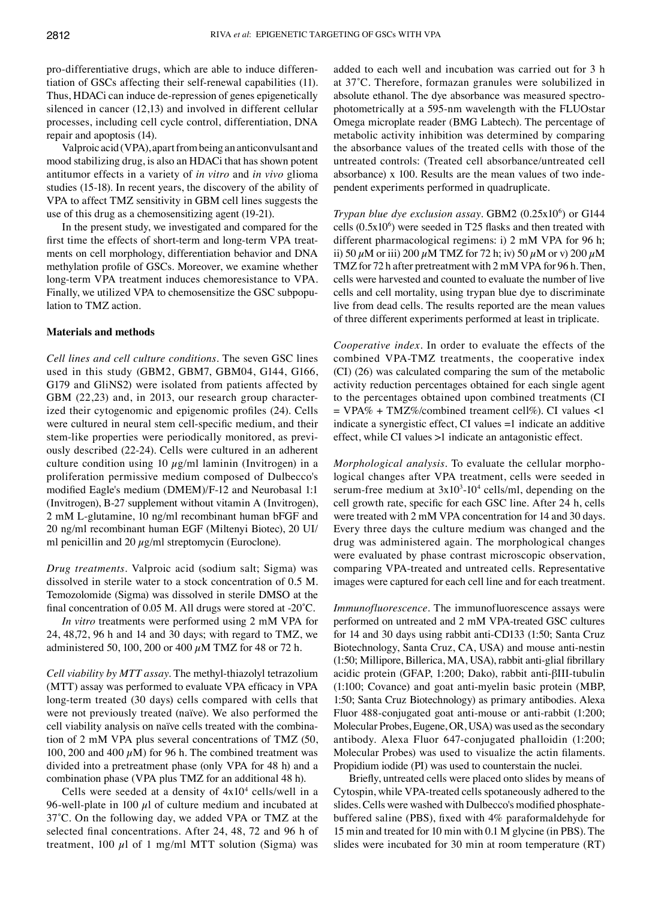pro-differentiative drugs, which are able to induce differentiation of GSCs affecting their self-renewal capabilities (11). Thus, HDACi can induce de-repression of genes epigenetically silenced in cancer (12,13) and involved in different cellular processes, including cell cycle control, differentiation, DNA repair and apoptosis (14).

Valproic acid (VPA), apart from being an anticonvulsant and mood stabilizing drug, is also an HDACi that has shown potent antitumor effects in a variety of *in vitro* and *in vivo* glioma studies (15-18). In recent years, the discovery of the ability of VPA to affect TMZ sensitivity in GBM cell lines suggests the use of this drug as a chemosensitizing agent (19-21).

In the present study, we investigated and compared for the first time the effects of short-term and long-term VPA treatments on cell morphology, differentiation behavior and DNA methylation profile of GSCs. Moreover, we examine whether long-term VPA treatment induces chemoresistance to VPA. Finally, we utilized VPA to chemosensitize the GSC subpopulation to TMZ action.

## Materials and methods

*Cell lines and cell culture conditions.* The seven GSC lines used in this study (GBM2, GBM7, GBM04, G144, G166, G179 and GliNS2) were isolated from patients affected by GBM (22,23) and, in 2013, our research group characterized their cytogenomic and epigenomic profiles (24). Cells were cultured in neural stem cell-specific medium, and their stem-like properties were periodically monitored, as previously described (22-24). Cells were cultured in an adherent culture condition using 10 $\mu$g/ml laminin (Invitrogen) in a proliferation permissive medium composed of Dulbecco's modified Eagle's medium (DMEM)/F-12 and Neurobasal 1:1 (Invitrogen), B-27 supplement without vitamin A (Invitrogen), 2 mM L-glutamine, 10 ng/ml recombinant human bFGF and 20 ng/ml recombinant human EGF (Miltenyi Biotec), 20 UI/ml penicillin and 20 $\mu$g/ml streptomycin (Euroclone).

*Drug treatments.* Valproic acid (sodium salt; Sigma) was dissolved in sterile water to a stock concentration of 0.5 M. Temozolomide (Sigma) was dissolved in sterile DMSO at the final concentration of 0.05 M. All drugs were stored at -20˚C.

*In vitro* treatments were performed using 2 mM VPA for 24, 48,72, 96 h and 14 and 30 days; with regard to TMZ, we administered 50, 100, 200 or 400 $\mu$M TMZ for 48 or 72 h.

*Cell viability by MTT assay.* The methyl-thiazolyl tetrazolium (MTT) assay was performed to evaluate VPA efficacy in VPA long-term treated (30 days) cells compared with cells that were not previously treated (naïve). We also performed the cell viability analysis on naïve cells treated with the combination of 2 mM VPA plus several concentrations of TMZ (50, 100, 200 and 400 $\mu$M) for 96 h. The combined treatment was divided into a pretreatment phase (only VPA for 48 h) and a combination phase (VPA plus TMZ for an additional 48 h).

Cells were seeded at a density of $4\times10^4$ cells/well in a 96-well-plate in 100 $\mu$l of culture medium and incubated at 37˚C. On the following day, we added VPA or TMZ at the selected final concentrations. After 24, 48, 72 and 96 h of treatment, 100 $\mu$l of 1 mg/ml MTT solution (Sigma) was added to each well and incubation was carried out for 3 h at 37˚C. Therefore, formazan granules were solubilized in absolute ethanol. The dye absorbance was measured spectrophotometrically at a 595-nm wavelength with the FLUOstar Omega microplate reader (BMG Labtech). The percentage of metabolic activity inhibition was determined by comparing the absorbance values of the treated cells with those of the untreated controls: (Treated cell absorbance/untreated cell absorbance) x 100. Results are the mean values of two independent experiments performed in quadruplicate.

*Trypan blue dye exclusion assay.* GBM2 ($0.25\times10^6$) or G144 cells ($0.5\times10^6$) were seeded in T25 flasks and then treated with different pharmacological regimens: i) 2 mM VPA for 96 h; ii) 50 $\mu$M or iii) 200 $\mu$M TMZ for 72 h; iv) 50 $\mu$M or v) 200 $\mu$M TMZ for 72 h after pretreatment with 2 mM VPA for 96 h. Then, cells were harvested and counted to evaluate the number of live cells and cell mortality, using trypan blue dye to discriminate live from dead cells. The results reported are the mean values of three different experiments performed at least in triplicate.

*Cooperative index.* In order to evaluate the effects of the combined VPA-TMZ treatments, the cooperative index (CI) (26) was calculated comparing the sum of the metabolic activity reduction percentages obtained for each single agent to the percentages obtained upon combined treatments (CI = VPA% + TMZ%/combined treament cell%). CI values <1 indicate a synergistic effect, CI values =1 indicate an additive effect, while CI values >1 indicate an antagonistic effect.

*Morphological analysis.* To evaluate the cellular morphological changes after VPA treatment, cells were seeded in serum-free medium at $3\times10^3$-$10^4$ cells/ml, depending on the cell growth rate, specific for each GSC line. After 24 h, cells were treated with 2 mM VPA concentration for 14 and 30 days. Every three days the culture medium was changed and the drug was administered again. The morphological changes were evaluated by phase contrast microscopic observation, comparing VPA-treated and untreated cells. Representative images were captured for each cell line and for each treatment.

*Immunofluorescence.* The immunofluorescence assays were performed on untreated and 2 mM VPA-treated GSC cultures for 14 and 30 days using rabbit anti-CD133 (1:50; Santa Cruz Biotechnology, Santa Cruz, CA, USA) and mouse anti-nestin (1:50; Millipore, Billerica, MA, USA), rabbit anti-glial fibrillary acidic protein (GFAP, 1:200; Dako), rabbit anti-βIII-tubulin (1:100; Covance) and goat anti-myelin basic protein (MBP, 1:50; Santa Cruz Biotechnology) as primary antibodies. Alexa Fluor 488-conjugated goat anti-mouse or anti-rabbit (1:200; Molecular Probes, Eugene, OR, USA) was used as the secondary antibody. Alexa Fluor 647-conjugated phalloidin (1:200; Molecular Probes) was used to visualize the actin filaments. Propidium iodide (PI) was used to counterstain the nuclei.

Briefly, untreated cells were placed onto slides by means of Cytospin, while VPA-treated cells spotaneously adhered to the slides. Cells were washed with Dulbecco's modified phosphate-buffered saline (PBS), fixed with 4% paraformaldehyde for 15 min and treated for 10 min with 0.1 M glycine (in PBS). The slides were incubated for 30 min at room temperature (RT)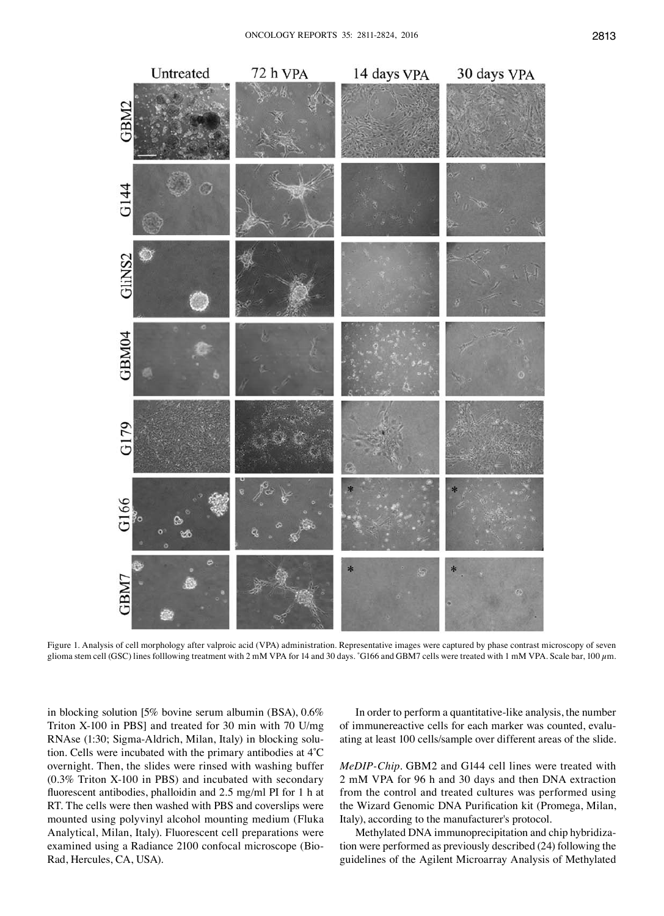Figure 1. Analysis of cell morphology after valproic acid (VPA) administration. Representative images were captured by phase contrast microscopy of seven glioma stem cell (GSC) lines folllowing treatment with 2 mM VPA for 14 and 30 days. *G166 and GBM7 cells were treated with 1 mM VPA. Scale bar, 100 $\mu$m.

in blocking solution [5% bovine serum albumin (BSA), 0.6% Triton X-100 in PBS] and treated for 30 min with 70 U/mg RNAse (1:30; Sigma-Aldrich, Milan, Italy) in blocking solution. Cells were incubated with the primary antibodies at 4˚C overnight. Then, the slides were rinsed with washing buffer (0.3% Triton X-100 in PBS) and incubated with secondary fluorescent antibodies, phalloidin and 2.5 mg/ml PI for 1 h at RT. The cells were then washed with PBS and coverslips were mounted using polyvinyl alcohol mounting medium (Fluka Analytical, Milan, Italy). Fluorescent cell preparations were examined using a Radiance 2100 confocal microscope (Bio-Rad, Hercules, CA, USA).

In order to perform a quantitative-like analysis, the number of immunereactive cells for each marker was counted, evaluating at least 100 cells/sample over different areas of the slide.

*MeDIP-Chip*. GBM2 and G144 cell lines were treated with 2 mM VPA for 96 h and 30 days and then DNA extraction from the control and treated cultures was performed using the Wizard Genomic DNA Purification kit (Promega, Milan, Italy), according to the manufacturer's protocol.

Methylated DNA immunoprecipitation and chip hybridization were performed as previously described (24) following the guidelines of the Agilent Microarray Analysis of Methylated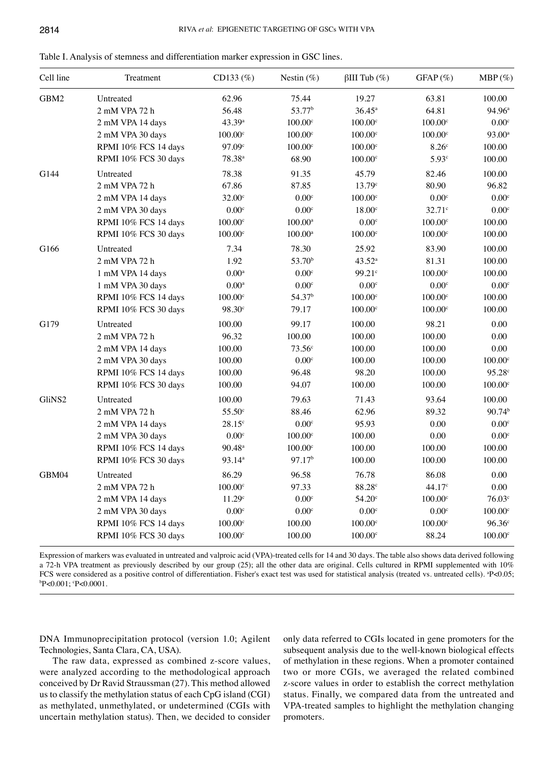Table I. Analysis of stemness and differentiation marker expression in GSC lines.

| Cell line | Treatment | CD133 (%) | Nestin (%) | βIII Tub (%) | GFAP (%) | MBP (%) |
|---|---|---|---|---|---|---|
| GBM2 | Untreated | 62.96 | 75.44 | 19.27 | 63.81 | 100.00 |
| | 2 mM VPA 72 h | 56.48 | 53.77[b] | 36.45[a] | 64.81 | 94.96[a] |
| | 2 mM VPA 14 days | 43.39[a] | 100.00[c] | 100.00[c] | 100.00[c] | 0.00[c] |
| | 2 mM VPA 30 days | 100.00[c] | 100.00[c] | 100.00[c] | 100.00[c] | 93.00[a] |
| | RPMI 10% FCS 14 days | 97.09[c] | 100.00[c] | 100.00[c] | 8.26[c] | 100.00 |
| | RPMI 10% FCS 30 days | 78.38[a] | 68.90 | 100.00[c] | 5.93[c] | 100.00 |
| G144 | Untreated | 78.38 | 91.35 | 45.79 | 82.46 | 100.00 |
| | 2 mM VPA 72 h | 67.86 | 87.85 | 13.79[c] | 80.90 | 96.82 |
| | 2 mM VPA 14 days | 32.00[c] | 0.00[c] | 100.00[c] | 0.00[c] | 0.00[c] |
| | 2 mM VPA 30 days | 0.00[c] | 0.00[c] | 18.00[c] | 32.71[c] | 0.00[c] |
| | RPMI 10% FCS 14 days | 100.00[c] | 100.00[a] | 0.00[c] | 100.00[c] | 100.00 |
| | RPMI 10% FCS 30 days | 100.00[c] | 100.00[a] | 100.00[c] | 100.00[c] | 100.00 |
| G166 | Untreated | 7.34 | 78.30 | 25.92 | 83.90 | 100.00 |
| | 2 mM VPA 72 h | 1.92 | 53.70[b] | 43.52[a] | 81.31 | 100.00 |
| | 1 mM VPA 14 days | 0.00[a] | 0.00[c] | 99.21[c] | 100.00[c] | 100.00 |
| | 1 mM VPA 30 days | 0.00[a] | 0.00[c] | 0.00[c] | 0.00[c] | 0.00[c] |
| | RPMI 10% FCS 14 days | 100.00[c] | 54.37[b] | 100.00[c] | 100.00[c] | 100.00 |
| | RPMI 10% FCS 30 days | 98.30[c] | 79.17 | 100.00[c] | 100.00[c] | 100.00 |
| G179 | Untreated | 100.00 | 99.17 | 100.00 | 98.21 | 0.00 |
| | 2 mM VPA 72 h | 96.32 | 100.00 | 100.00 | 100.00 | 0.00 |
| | 2 mM VPA 14 days | 100.00 | 73.56[c] | 100.00 | 100.00 | 0.00 |
| | 2 mM VPA 30 days | 100.00 | 0.00[c] | 100.00 | 100.00 | 100.00[c] |
| | RPMI 10% FCS 14 days | 100.00 | 96.48 | 98.20 | 100.00 | 95.28[c] |
| | RPMI 10% FCS 30 days | 100.00 | 94.07 | 100.00 | 100.00 | 100.00[c] |
| GliNS2 | Untreated | 100.00 | 79.63 | 71.43 | 93.64 | 100.00 |
| | 2 mM VPA 72 h | 55.50[c] | 88.46 | 62.96 | 89.32 | 90.74[b] |
| | 2 mM VPA 14 days | 28.15[c] | 0.00[c] | 95.93 | 0.00 | 0.00[c] |
| | 2 mM VPA 30 days | 0.00[c] | 100.00[c] | 100.00 | 0.00 | 0.00[c] |
| | RPMI 10% FCS 14 days | 90.48[a] | 100.00[c] | 100.00 | 100.00 | 100.00 |
| | RPMI 10% FCS 30 days | 93.14[a] | 97.17[b] | 100.00 | 100.00 | 100.00 |
| GBM04 | Untreated | 86.29 | 96.58 | 76.78 | 86.08 | 0.00 |
| | 2 mM VPA 72 h | 100.00[c] | 97.33 | 88.28[c] | 44.17[c] | 0.00 |
| | 2 mM VPA 14 days | 11.29[c] | 0.00[c] | 54.20[c] | 100.00[c] | 76.03[c] |
| | 2 mM VPA 30 days | 0.00[c] | 0.00[c] | 0.00[c] | 0.00[c] | 100.00[c] |
| | RPMI 10% FCS 14 days | 100.00[c] | 100.00 | 100.00[c] | 100.00[c] | 96.36[c] |
| | RPMI 10% FCS 30 days | 100.00[c] | 100.00 | 100.00[c] | 88.24 | 100.00[c] |

Expression of markers was evaluated in untreated and valproic acid (VPA)-treated cells for 14 and 30 days. The table also shows data derived following a 72-h VPA treatment as previously described by our group (25); all the other data are original. Cells cultured in RPMI supplemented with 10% FCS were considered as a positive control of differentiation. Fisher's exact test was used for statistical analysis (treated vs. untreated cells). [a]$P<0.05$; [b]$P<0.001$; [c]$P<0.0001$.

DNA Immunoprecipitation protocol (version 1.0; Agilent Technologies, Santa Clara, CA, USA).

The raw data, expressed as combined z-score values, were analyzed according to the methodological approach conceived by Dr Ravid Straussman (27). This method allowed us to classify the methylation status of each CpG island (CGI) as methylated, unmethylated, or undetermined (CGIs with uncertain methylation status). Then, we decided to consider only data referred to CGIs located in gene promoters for the subsequent analysis due to the well-known biological effects of methylation in these regions. When a promoter contained two or more CGIs, we averaged the related combined z-score values in order to establish the correct methylation status. Finally, we compared data from the untreated and VPA-treated samples to highlight the methylation changing promoters.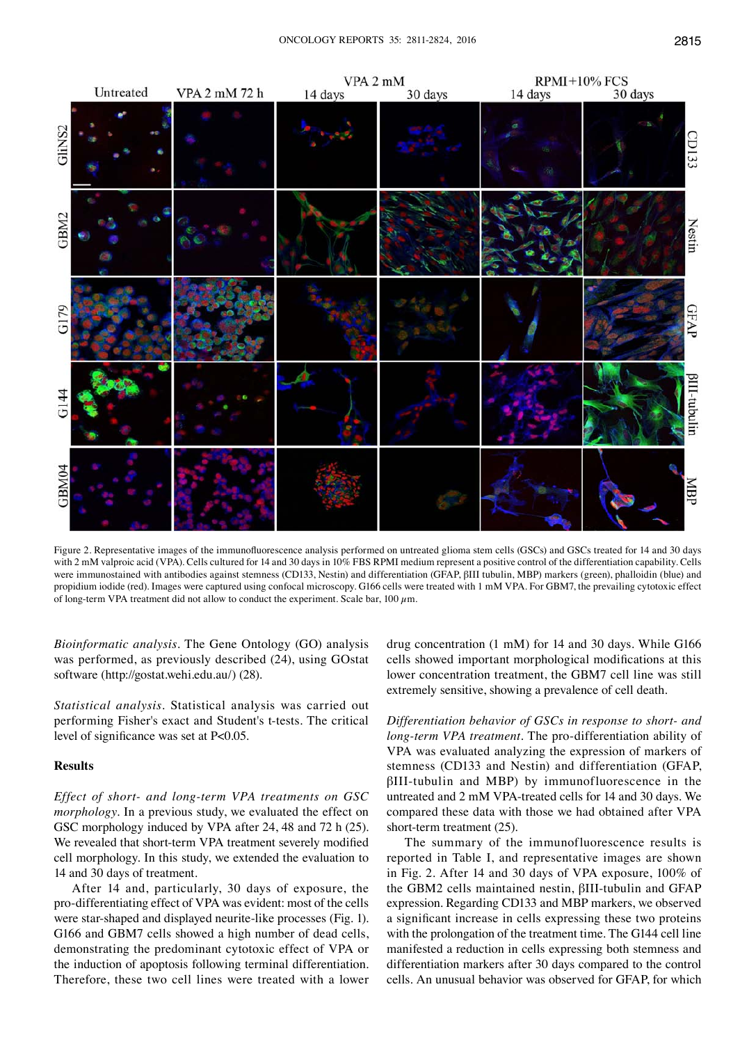Figure 2. Representative images of the immunofluorescence analysis performed on untreated glioma stem cells (GSCs) and GSCs treated for 14 and 30 days with 2 mM valproic acid (VPA). Cells cultured for 14 and 30 days in 10% FBS RPMI medium represent a positive control of the differentiation capability. Cells were immunostained with antibodies against stemness (CD133, Nestin) and differentiation (GFAP, βIII tubulin, MBP) markers (green), phalloidin (blue) and propidium iodide (red). Images were captured using confocal microscopy. G166 cells were treated with 1 mM VPA. For GBM7, the prevailing cytotoxic effect of long-term VPA treatment did not allow to conduct the experiment. Scale bar, 100 $\mu$m.

*Bioinformatic analysis*. The Gene Ontology (GO) analysis was performed, as previously described (24), using GOstat software (http://gostat.wehi.edu.au/) (28).

*Statistical analysis*. Statistical analysis was carried out performing Fisher's exact and Student's t-tests. The critical level of significance was set at $P<0.05$.

## Results

*Effect of short- and long-term VPA treatments on GSC morphology*. In a previous study, we evaluated the effect on GSC morphology induced by VPA after 24, 48 and 72 h (25). We revealed that short-term VPA treatment severely modified cell morphology. In this study, we extended the evaluation to 14 and 30 days of treatment.

After 14 and, particularly, 30 days of exposure, the pro-differentiating effect of VPA was evident: most of the cells were star-shaped and displayed neurite-like processes (Fig. 1). G166 and GBM7 cells showed a high number of dead cells, demonstrating the predominant cytotoxic effect of VPA or the induction of apoptosis following terminal differentiation. Therefore, these two cell lines were treated with a lower drug concentration (1 mM) for 14 and 30 days. While G166 cells showed important morphological modifications at this lower concentration treatment, the GBM7 cell line was still extremely sensitive, showing a prevalence of cell death.

*Differentiation behavior of GSCs in response to short- and long-term VPA treatment*. The pro-differentiation ability of VPA was evaluated analyzing the expression of markers of stemness (CD133 and Nestin) and differentiation (GFAP, βIII-tubulin and MBP) by immunofluorescence in the untreated and 2 mM VPA-treated cells for 14 and 30 days. We compared these data with those we had obtained after VPA short-term treatment (25).

The summary of the immunofluorescence results is reported in Table I, and representative images are shown in Fig. 2. After 14 and 30 days of VPA exposure, 100% of the GBM2 cells maintained nestin, βIII-tubulin and GFAP expression. Regarding CD133 and MBP markers, we observed a significant increase in cells expressing these two proteins with the prolongation of the treatment time. The G144 cell line manifested a reduction in cells expressing both stemness and differentiation markers after 30 days compared to the control cells. An unusual behavior was observed for GFAP, for which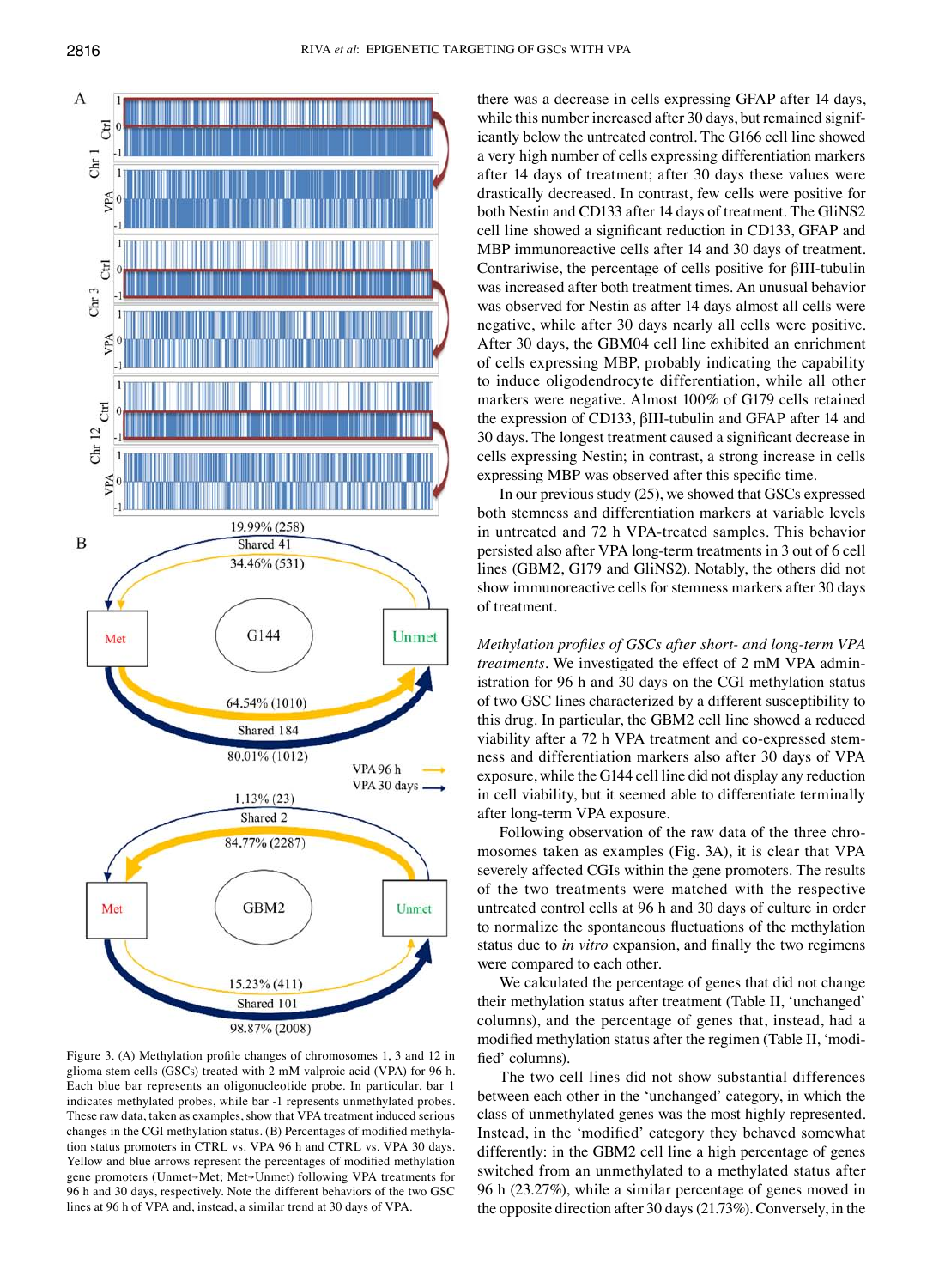Figure 3. (A) Methylation profile changes of chromosomes 1, 3 and 12 in glioma stem cells (GSCs) treated with 2 mM valproic acid (VPA) for 96 h. Each blue bar represents an oligonucleotide probe. In particular, bar 1 indicates methylated probes, while bar -1 represents unmethylated probes. These raw data, taken as examples, show that VPA treatment induced serious changes in the CGI methylation status. (B) Percentages of modified methylation status promoters in CTRL vs. VPA 96 h and CTRL vs. VPA 30 days. Yellow and blue arrows represent the percentages of modified methylation gene promoters (Unmet→Met; Met→Unmet) following VPA treatments for 96 h and 30 days, respectively. Note the different behaviors of the two GSC lines at 96 h of VPA and, instead, a similar trend at 30 days of VPA.

there was a decrease in cells expressing GFAP after 14 days, while this number increased after 30 days, but remained significantly below the untreated control. The G166 cell line showed a very high number of cells expressing differentiation markers after 14 days of treatment; after 30 days these values were drastically decreased. In contrast, few cells were positive for both Nestin and CD133 after 14 days of treatment. The GliNS2 cell line showed a significant reduction in CD133, GFAP and MBP immunoreactive cells after 14 and 30 days of treatment. Contrariwise, the percentage of cells positive for βIII-tubulin was increased after both treatment times. An unusual behavior was observed for Nestin as after 14 days almost all cells were negative, while after 30 days nearly all cells were positive. After 30 days, the GBM04 cell line exhibited an enrichment of cells expressing MBP, probably indicating the capability to induce oligodendrocyte differentiation, while all other markers were negative. Almost 100% of G179 cells retained the expression of CD133, βIII-tubulin and GFAP after 14 and 30 days. The longest treatment caused a significant decrease in cells expressing Nestin; in contrast, a strong increase in cells expressing MBP was observed after this specific time.

In our previous study (25), we showed that GSCs expressed both stemness and differentiation markers at variable levels in untreated and 72 h VPA-treated samples. This behavior persisted also after VPA long-term treatments in 3 out of 6 cell lines (GBM2, G179 and GliNS2). Notably, the others did not show immunoreactive cells for stemness markers after 30 days of treatment.

*Methylation profiles of GSCs after short- and long-term VPA treatments.* We investigated the effect of 2 mM VPA administration for 96 h and 30 days on the CGI methylation status of two GSC lines characterized by a different susceptibility to this drug. In particular, the GBM2 cell line showed a reduced viability after a 72 h VPA treatment and co-expressed stemness and differentiation markers also after 30 days of VPA exposure, while the G144 cell line did not display any reduction in cell viability, but it seemed able to differentiate terminally after long-term VPA exposure.

Following observation of the raw data of the three chromosomes taken as examples (Fig. 3A), it is clear that VPA severely affected CGIs within the gene promoters. The results of the two treatments were matched with the respective untreated control cells at 96 h and 30 days of culture in order to normalize the spontaneous fluctuations of the methylation status due to *in vitro* expansion, and finally the two regimens were compared to each other.

We calculated the percentage of genes that did not change their methylation status after treatment (Table II, 'unchanged' columns), and the percentage of genes that, instead, had a modified methylation status after the regimen (Table II, 'modified' columns).

The two cell lines did not show substantial differences between each other in the 'unchanged' category, in which the class of unmethylated genes was the most highly represented. Instead, in the 'modified' category they behaved somewhat differently: in the GBM2 cell line a high percentage of genes switched from an unmethylated to a methylated status after 96 h (23.27%), while a similar percentage of genes moved in the opposite direction after 30 days (21.73%). Conversely, in the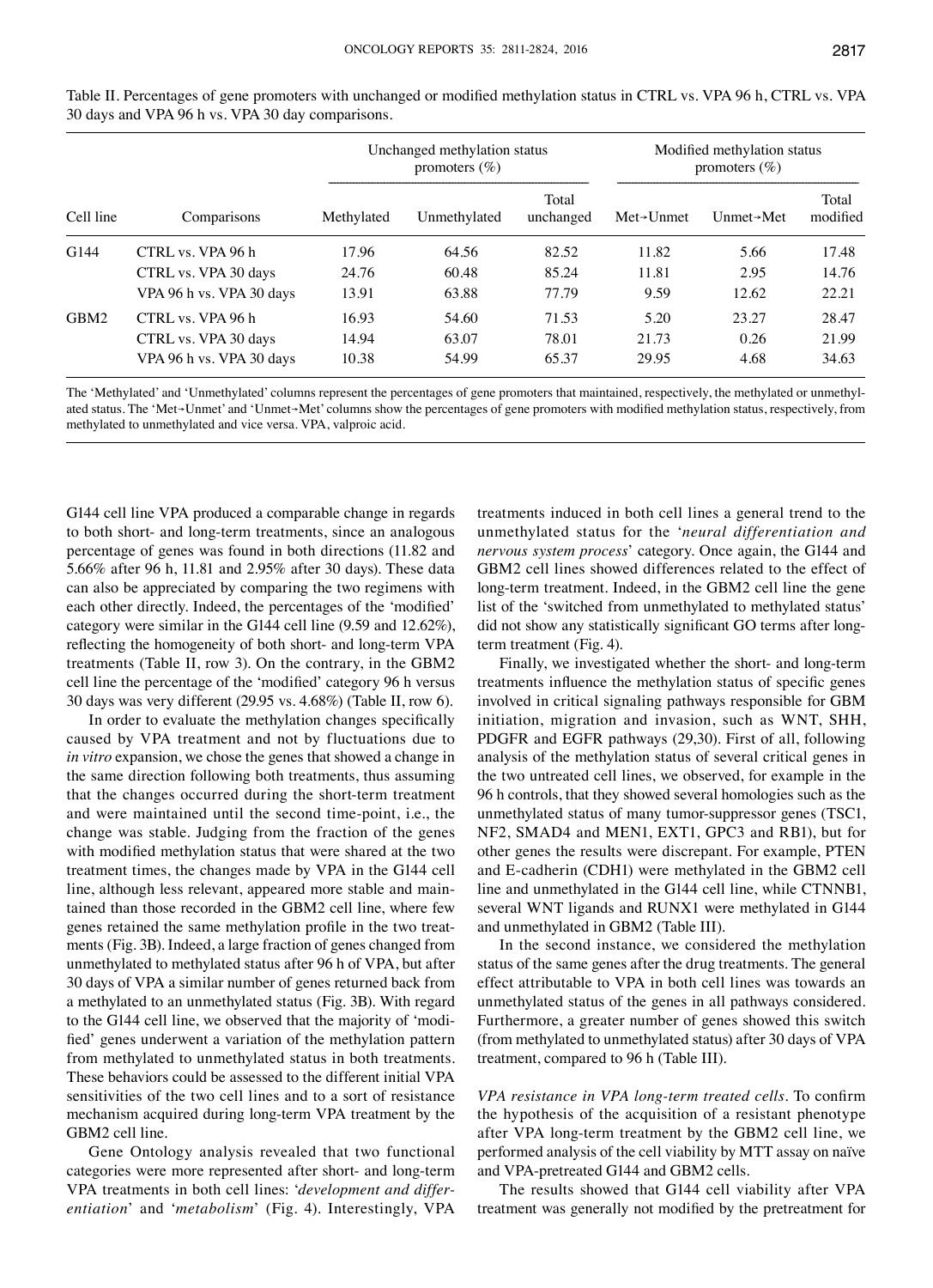Table II. Percentages of gene promoters with unchanged or modified methylation status in CTRL vs. VPA 96 h, CTRL vs. VPA 30 days and VPA 96 h vs. VPA 30 day comparisons.

| | | Unchanged methylation status promoters (%) | | | Modified methylation status promoters (%) | | |
|---|---|---|---|---|---|---|---|
| Cell line | Comparisons | Methylated | Unmethylated | Total unchanged | Met→Unmet | Unmet→Met | Total modified |
| G144 | CTRL vs. VPA 96 h | 17.96 | 64.56 | 82.52 | 11.82 | 5.66 | 17.48 |
| | CTRL vs. VPA 30 days | 24.76 | 60.48 | 85.24 | 11.81 | 2.95 | 14.76 |
| | VPA 96 h vs. VPA 30 days | 13.91 | 63.88 | 77.79 | 9.59 | 12.62 | 22.21 |
| GBM2 | CTRL vs. VPA 96 h | 16.93 | 54.60 | 71.53 | 5.20 | 23.27 | 28.47 |
| | CTRL vs. VPA 30 days | 14.94 | 63.07 | 78.01 | 21.73 | 0.26 | 21.99 |
| | VPA 96 h vs. VPA 30 days | 10.38 | 54.99 | 65.37 | 29.95 | 4.68 | 34.63 |

The 'Methylated' and 'Unmethylated' columns represent the percentages of gene promoters that maintained, respectively, the methylated or unmethylated status. The 'Met→Unmet' and 'Unmet→Met' columns show the percentages of gene promoters with modified methylation status, respectively, from methylated to unmethylated and vice versa. VPA, valproic acid.

G144 cell line VPA produced a comparable change in regards to both short- and long-term treatments, since an analogous percentage of genes was found in both directions (11.82 and 5.66% after 96 h, 11.81 and 2.95% after 30 days). These data can also be appreciated by comparing the two regimens with each other directly. Indeed, the percentages of the 'modified' category were similar in the G144 cell line (9.59 and 12.62%), reflecting the homogeneity of both short- and long-term VPA treatments (Table II, row 3). On the contrary, in the GBM2 cell line the percentage of the 'modified' category 96 h versus 30 days was very different (29.95 vs. 4.68%) (Table II, row 6).

In order to evaluate the methylation changes specifically caused by VPA treatment and not by fluctuations due to *in vitro* expansion, we chose the genes that showed a change in the same direction following both treatments, thus assuming that the changes occurred during the short-term treatment and were maintained until the second time-point, i.e., the change was stable. Judging from the fraction of the genes with modified methylation status that were shared at the two treatment times, the changes made by VPA in the G144 cell line, although less relevant, appeared more stable and maintained than those recorded in the GBM2 cell line, where few genes retained the same methylation profile in the two treatments (Fig. 3B). Indeed, a large fraction of genes changed from unmethylated to methylated status after 96 h of VPA, but after 30 days of VPA a similar number of genes returned back from a methylated to an unmethylated status (Fig. 3B). With regard to the G144 cell line, we observed that the majority of 'modified' genes underwent a variation of the methylation pattern from methylated to unmethylated status in both treatments. These behaviors could be assessed to the different initial VPA sensitivities of the two cell lines and to a sort of resistance mechanism acquired during long-term VPA treatment by the GBM2 cell line.

Gene Ontology analysis revealed that two functional categories were more represented after short- and long-term VPA treatments in both cell lines: '*development and differentiation*' and '*metabolism*' (Fig. 4). Interestingly, VPA treatments induced in both cell lines a general trend to the unmethylated status for the '*neural differentiation and nervous system process*' category. Once again, the G144 and GBM2 cell lines showed differences related to the effect of long-term treatment. Indeed, in the GBM2 cell line the gene list of the 'switched from unmethylated to methylated status' did not show any statistically significant GO terms after long-term treatment (Fig. 4).

Finally, we investigated whether the short- and long-term treatments influence the methylation status of specific genes involved in critical signaling pathways responsible for GBM initiation, migration and invasion, such as WNT, SHH, PDGFR and EGFR pathways (29,30). First of all, following analysis of the methylation status of several critical genes in the two untreated cell lines, we observed, for example in the 96 h controls, that they showed several homologies such as the unmethylated status of many tumor-suppressor genes (TSC1, NF2, SMAD4 and MEN1, EXT1, GPC3 and RB1), but for other genes the results were discrepant. For example, PTEN and E-cadherin (CDH1) were methylated in the GBM2 cell line and unmethylated in the G144 cell line, while CTNNB1, several WNT ligands and RUNX1 were methylated in G144 and unmethylated in GBM2 (Table III).

In the second instance, we considered the methylation status of the same genes after the drug treatments. The general effect attributable to VPA in both cell lines was towards an unmethylated status of the genes in all pathways considered. Furthermore, a greater number of genes showed this switch (from methylated to unmethylated status) after 30 days of VPA treatment, compared to 96 h (Table III).

*VPA resistance in VPA long-term treated cells.* To confirm the hypothesis of the acquisition of a resistant phenotype after VPA long-term treatment by the GBM2 cell line, we performed analysis of the cell viability by MTT assay on naïve and VPA-pretreated G144 and GBM2 cells.

The results showed that G144 cell viability after VPA treatment was generally not modified by the pretreatment for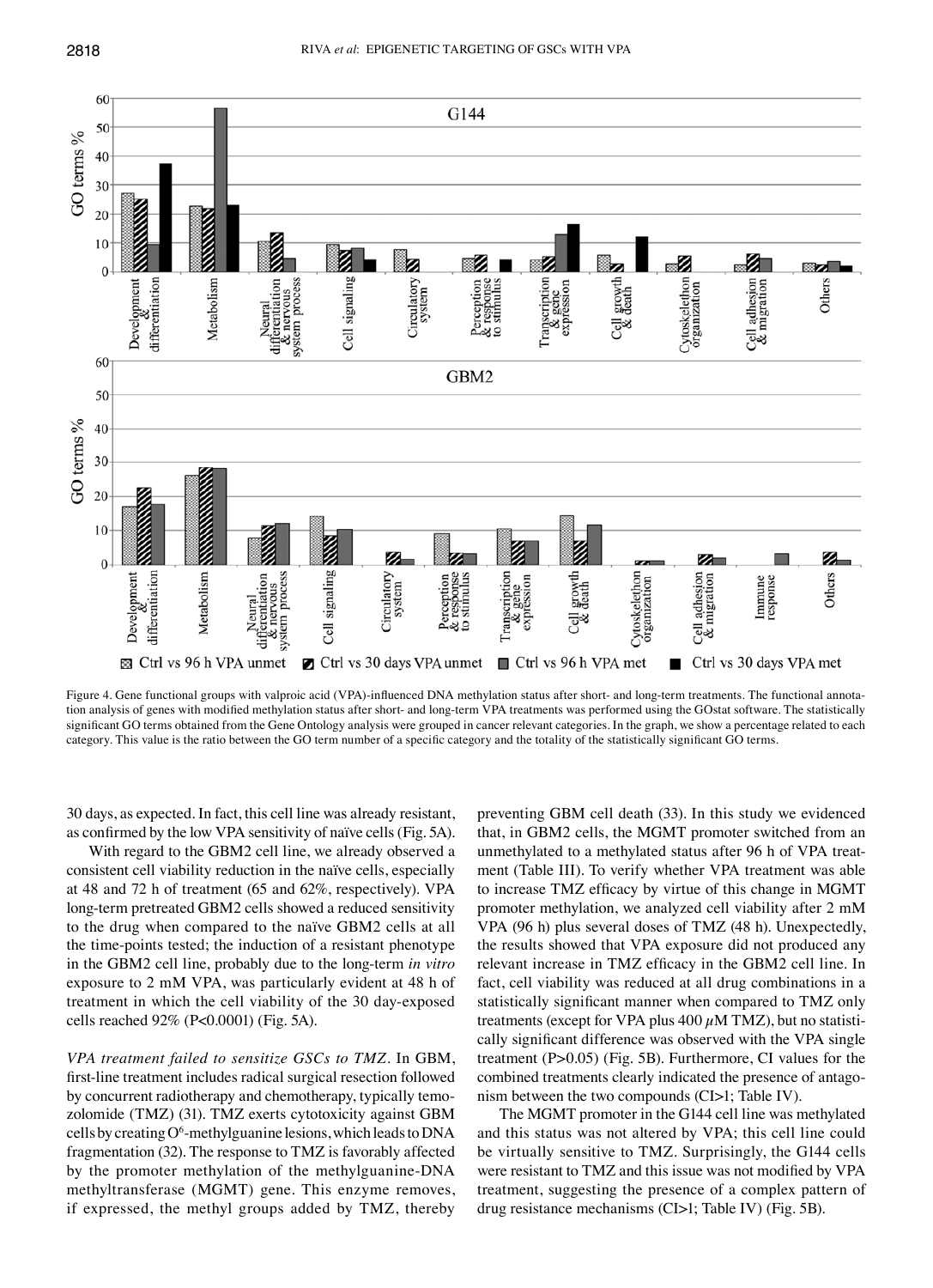Figure 4. Gene functional groups with valproic acid (VPA)-influenced DNA methylation status after short- and long-term treatments. The functional annotation analysis of genes with modified methylation status after short- and long-term VPA treatments was performed using the GOstat software. The statistically significant GO terms obtained from the Gene Ontology analysis were grouped in cancer relevant categories. In the graph, we show a percentage related to each category. This value is the ratio between the GO term number of a specific category and the totality of the statistically significant GO terms.

30 days, as expected. In fact, this cell line was already resistant, as confirmed by the low VPA sensitivity of naïve cells (Fig. 5A).

With regard to the GBM2 cell line, we already observed a consistent cell viability reduction in the naïve cells, especially at 48 and 72 h of treatment (65 and 62%, respectively). VPA long-term pretreated GBM2 cells showed a reduced sensitivity to the drug when compared to the naïve GBM2 cells at all the time-points tested; the induction of a resistant phenotype in the GBM2 cell line, probably due to the long-term *in vitro* exposure to 2 mM VPA, was particularly evident at 48 h of treatment in which the cell viability of the 30 day-exposed cells reached 92% ($P<0.0001$) (Fig. 5A).

*VPA treatment failed to sensitize GSCs to TMZ.* In GBM, first-line treatment includes radical surgical resection followed by concurrent radiotherapy and chemotherapy, typically temozolomide (TMZ) (31). TMZ exerts cytotoxicity against GBM cells by creating $O^6$-methylguanine lesions, which leads to DNA fragmentation (32). The response to TMZ is favorably affected by the promoter methylation of the methylguanine-DNA methyltransferase (MGMT) gene. This enzyme removes, if expressed, the methyl groups added by TMZ, thereby preventing GBM cell death (33). In this study we evidenced that, in GBM2 cells, the MGMT promoter switched from an unmethylated to a methylated status after 96 h of VPA treatment (Table III). To verify whether VPA treatment was able to increase TMZ efficacy by virtue of this change in MGMT promoter methylation, we analyzed cell viability after 2 mM VPA (96 h) plus several doses of TMZ (48 h). Unexpectedly, the results showed that VPA exposure did not produced any relevant increase in TMZ efficacy in the GBM2 cell line. In fact, cell viability was reduced at all drug combinations in a statistically significant manner when compared to TMZ only treatments (except for VPA plus 400 $\mu$M TMZ), but no statistically significant difference was observed with the VPA single treatment ($P>0.05$) (Fig. 5B). Furthermore, CI values for the combined treatments clearly indicated the presence of antagonism between the two compounds (CI>1; Table IV).

The MGMT promoter in the G144 cell line was methylated and this status was not altered by VPA; this cell line could be virtually sensitive to TMZ. Surprisingly, the G144 cells were resistant to TMZ and this issue was not modified by VPA treatment, suggesting the presence of a complex pattern of drug resistance mechanisms (CI>1; Table IV) (Fig. 5B).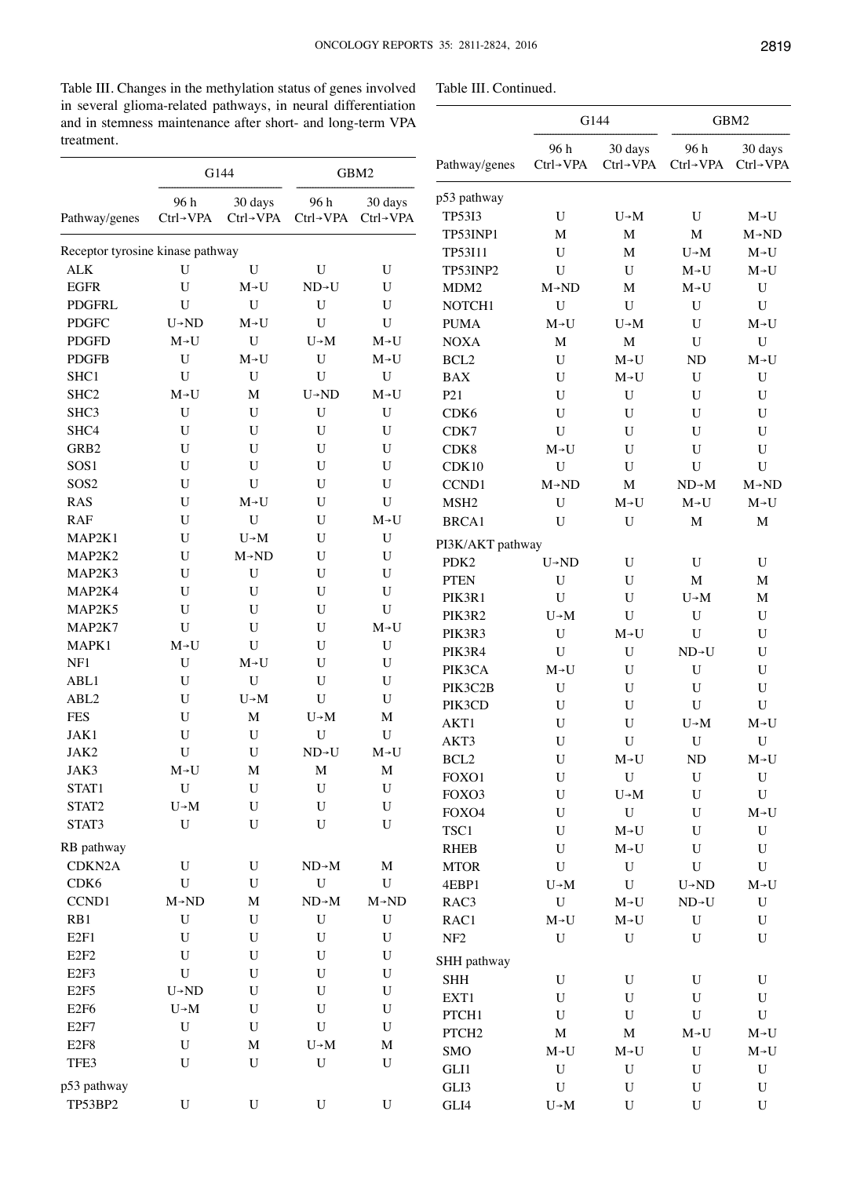Table III. Changes in the methylation status of genes involved in several glioma-related pathways, in neural differentiation and in stemness maintenance after short- and long-term VPA treatment.

| | G144 | | GBM2 | |
|---|---|---|---|---|
| Pathway/genes | 96 h Ctrl→VPA | 30 days Ctrl→VPA | 96 h Ctrl→VPA | 30 days Ctrl→VPA |
| **Receptor tyrosine kinase pathway** | | | | |
| ALK | U | U | U | U |
| EGFR | U | M→U | ND→U | U |
| PDGFRL | U | U | U | U |
| PDGFC | U→ND | M→U | U | U |
| PDGFD | M→U | U | U→M | M→U |
| PDGFB | U | M→U | U | M→U |
| SHC1 | U | U | U | U |
| SHC2 | M→U | M | U→ND | M→U |
| SHC3 | U | U | U | U |
| SHC4 | U | U | U | U |
| GRB2 | U | U | U | U |
| SOS1 | U | U | U | U |
| SOS2 | U | U | U | U |
| RAS | U | M→U | U | U |
| RAF | U | U | U | M→U |
| MAP2K1 | U | U→M | U | U |
| MAP2K2 | U | M→ND | U | U |
| MAP2K3 | U | U | U | U |
| MAP2K4 | U | U | U | U |
| MAP2K5 | U | U | U | U |
| MAP2K7 | U | U | U | M→U |
| MAPK1 | M→U | U | U | U |
| NF1 | U | M→U | U | U |
| ABL1 | U | U | U | U |
| ABL2 | U | U→M | U | U |
| FES | U | M | U→M | M |
| JAK1 | U | U | U | U |
| JAK2 | U | U | ND→U | M→U |
| JAK3 | M→U | M | M | M |
| STAT1 | U | U | U | U |
| STAT2 | U→M | U | U | U |
| STAT3 | U | U | U | U |
| **RB pathway** | | | | |
| CDKN2A | U | U | ND→M | M |
| CDK6 | U | U | U | U |
| CCND1 | M→ND | M | ND→M | M→ND |
| RB1 | U | U | U | U |
| E2F1 | U | U | U | U |
| E2F2 | U | U | U | U |
| E2F3 | U | U | U | U |
| E2F5 | U→ND | U | U | U |
| E2F6 | U→M | U | U | U |
| E2F7 | U | U | U | U |
| E2F8 | U | M | U→M | M |
| TFE3 | U | U | U | U |
| **p53 pathway** | | | | |
| TP53BP2 | U | U | U | U |
| TP53I3 | U | U→M | U | M→U |
| TP53INP1 | M | M | M | M→ND |
| TP53I11 | U | M | U→M | M→U |
| TP53INP2 | U | U | M→U | M→U |
| MDM2 | M→ND | M | M→U | U |
| NOTCH1 | U | U | U | U |
| PUMA | M→U | U→M | U | M→U |
| NOXA | M | M | U | U |
| BCL2 | U | M→U | ND | M→U |
| BAX | U | M→U | U | U |
| P21 | U | U | U | U |
| CDK6 | U | U | U | U |
| CDK7 | U | U | U | U |
| CDK8 | M→U | U | U | U |
| CDK10 | U | U | U | U |
| CCND1 | M→ND | M | ND→M | M→ND |
| MSH2 | U | M→U | M→U | M→U |
| BRCA1 | U | U | M | M |
| **PI3K/AKT pathway** | | | | |
| PDK2 | U→ND | U | U | U |
| PTEN | U | U | M | M |
| PIK3R1 | U | U | U→M | M |
| PIK3R2 | U→M | U | U | U |
| PIK3R3 | U | M→U | U | U |
| PIK3R4 | U | U | ND→U | U |
| PIK3CA | M→U | U | U | U |
| PIK3C2B | U | U | U | U |
| PIK3CD | U | U | U | U |
| AKT1 | U | U | U→M | M→U |
| AKT3 | U | U | U | U |
| BCL2 | U | M→U | ND | M→U |
| FOXO1 | U | U | U | U |
| FOXO3 | U | U→M | U | U |
| FOXO4 | U | U | U | M→U |
| TSC1 | U | M→U | U | U |
| RHEB | U | M→U | U | U |
| MTOR | U | U | U | U |
| 4EBP1 | U→M | U | U→ND | M→U |
| RAC3 | U | M→U | ND→U | U |
| RAC1 | M→U | M→U | U | U |
| NF2 | U | U | U | U |
| **SHH pathway** | | | | |
| SHH | U | U | U | U |
| EXT1 | U | U | U | U |
| PTCH1 | U | U | U | U |
| PTCH2 | M | M | M→U | M→U |
| SMO | M→U | M→U | U | M→U |
| GLI1 | U | U | U | U |
| GLI3 | U | U | U | U |
| GLI4 | U→M | U | U | U |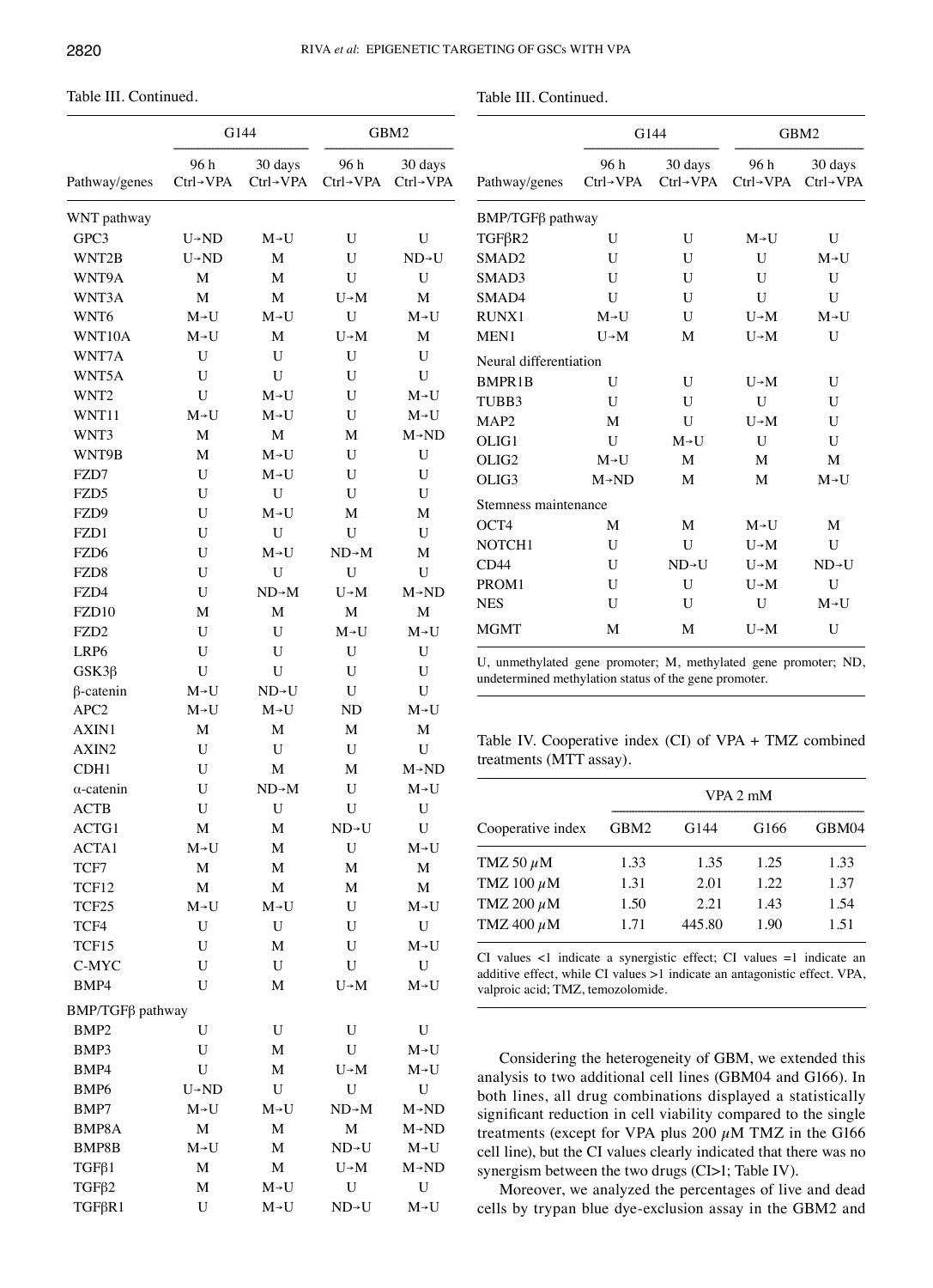Table III. Continued.

| Pathway/genes | G144 | | GBM2 | |
|---|---|---|---|---|
| | 96 h Ctrl→VPA | 30 days Ctrl→VPA | 96 h Ctrl→VPA | 30 days Ctrl→VPA |
| WNT pathway | | | | |
| GPC3 | U→ND | M→U | U | U |
| WNT2B | U→ND | M | U | ND→U |
| WNT9A | M | M | U | U |
| WNT3A | M | M | U→M | M |
| WNT6 | M→U | M→U | U | M→U |
| WNT10A | M→U | M | U→M | M |
| WNT7A | U | U | U | U |
| WNT5A | U | U | U | U |
| WNT2 | U | M→U | U | M→U |
| WNT11 | M→U | M→U | U | M→U |
| WNT3 | M | M | M | M→ND |
| WNT9B | M | M→U | U | U |
| FZD7 | U | M→U | U | U |
| FZD5 | U | U | U | U |
| FZD9 | U | M→U | M | M |
| FZD1 | U | U | U | U |
| FZD6 | U | M→U | ND→M | M |
| FZD8 | U | U | U | U |
| FZD4 | U | ND→M | U→M | M→ND |
| FZD10 | M | M | M | M |
| FZD2 | U | U | M→U | M→U |
| LRP6 | U | U | U | U |
| GSK3β | U | U | U | U |
| β-catenin | M→U | ND→U | U | U |
| APC2 | M→U | M→U | ND | M→U |
| AXIN1 | M | M | M | M |
| AXIN2 | U | U | U | U |
| CDH1 | U | M | M | M→ND |
| α-catenin | U | ND→M | U | M→U |
| ACTB | U | U | U | U |
| ACTG1 | M | M | ND→U | U |
| ACTA1 | M→U | M | U | M→U |
| TCF7 | M | M | M | M |
| TCF12 | M | M | M | M |
| TCF25 | M→U | M→U | U | M→U |
| TCF4 | U | U | U | U |
| TCF15 | U | M | U | M→U |
| C-MYC | U | U | U | U |
| BMP4 | U | M | U→M | M→U |
| BMP/TGFβ pathway | | | | |
| BMP2 | U | U | U | U |
| BMP3 | U | M | U | M→U |
| BMP4 | U | M | U→M | M→U |
| BMP6 | U→ND | U | U | U |
| BMP7 | M→U | M→U | ND→M | M→ND |
| BMP8A | M | M | M | M→ND |
| BMP8B | M→U | M | ND→U | M→U |
| TGFβ1 | M | M | U→M | M→ND |
| TGFβ2 | M | M→U | U | U |
| TGFβR1 | U | M→U | ND→U | M→U |
| TGFβR2 | U | U | M→U | U |
| SMAD2 | U | U | U | M→U |
| SMAD3 | U | U | U | U |
| SMAD4 | U | U | U | U |
| RUNX1 | M→U | U | U→M | M→U |
| MEN1 | U→M | M | U→M | U |
| Neural differentiation | | | | |
| BMPR1B | U | U | U→M | U |
| TUBB3 | U | U | U | U |
| MAP2 | M | U | U→M | U |
| OLIG1 | U | M→U | U | U |
| OLIG2 | M→U | M | M | M |
| OLIG3 | M→ND | M | M | M→U |
| Stemness maintenance | | | | |
| OCT4 | M | M | M→U | M |
| NOTCH1 | U | U | U→M | U |
| CD44 | U | ND→U | U→M | ND→U |
| PROM1 | U | U | U→M | U |
| NES | U | U | U | M→U |
| MGMT | M | M | U→M | U |

U, unmethylated gene promoter; M, methylated gene promoter; ND, undetermined methylation status of the gene promoter.

Table IV. Cooperative index (CI) of VPA + TMZ combined treatments (MTT assay).

| Cooperative index | VPA 2 mM | | | |
|---|---|---|---|---|
| | GBM2 | G144 | G166 | GBM04 |
| TMZ 50 $\mu$M | 1.33 | 1.35 | 1.25 | 1.33 |
| TMZ 100 $\mu$M | 1.31 | 2.01 | 1.22 | 1.37 |
| TMZ 200 $\mu$M | 1.50 | 2.21 | 1.43 | 1.54 |
| TMZ 400 $\mu$M | 1.71 | 445.80 | 1.90 | 1.51 |

CI values <1 indicate a synergistic effect; CI values =1 indicate an additive effect, while CI values >1 indicate an antagonistic effect. VPA, valproic acid; TMZ, temozolomide.

Considering the heterogeneity of GBM, we extended this analysis to two additional cell lines (GBM04 and G166). In both lines, all drug combinations displayed a statistically significant reduction in cell viability compared to the single treatments (except for VPA plus 200 $\mu$M TMZ in the G166 cell line), but the CI values clearly indicated that there was no synergism between the two drugs (CI>1; Table IV).

Moreover, we analyzed the percentages of live and dead cells by trypan blue dye-exclusion assay in the GBM2 and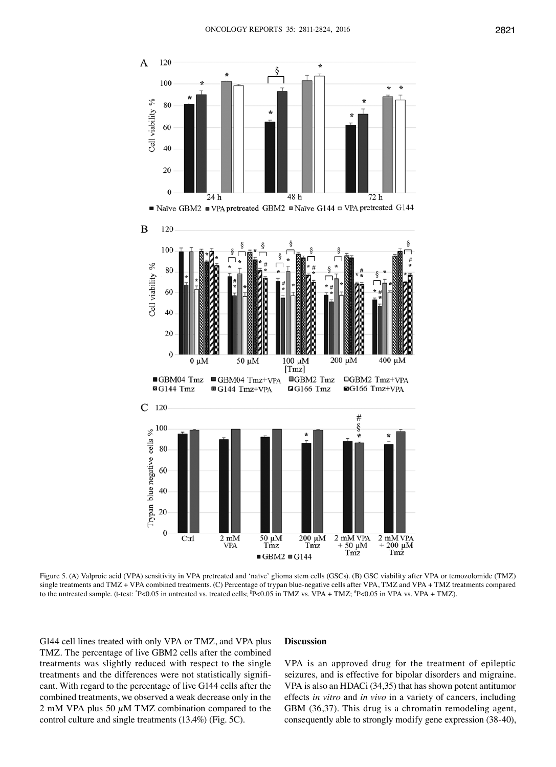Figure 5. (A) Valproic acid (VPA) sensitivity in VPA pretreated and 'naïve' glioma stem cells (GSCs). (B) GSC viability after VPA or temozolomide (TMZ) single treatments and TMZ + VPA combined treatments. (C) Percentage of trypan blue-negative cells after VPA, TMZ and VPA + TMZ treatments compared to the untreated sample. (t-test: *P<0.05 in untreated vs. treated cells; §P<0.05 in TMZ vs. VPA + TMZ; #P<0.05 in VPA vs. VPA + TMZ).

G144 cell lines treated with only VPA or TMZ, and VPA plus TMZ. The percentage of live GBM2 cells after the combined treatments was slightly reduced with respect to the single treatments and the differences were not statistically significant. With regard to the percentage of live G144 cells after the combined treatments, we observed a weak decrease only in the 2 mM VPA plus 50 $\mu$M TMZ combination compared to the control culture and single treatments (13.4%) (Fig. 5C).

## Discussion

VPA is an approved drug for the treatment of epileptic seizures, and is effective for bipolar disorders and migraine. VPA is also an HDACi (34,35) that has shown potent antitumor effects *in vitro* and *in vivo* in a variety of cancers, including GBM (36,37). This drug is a chromatin remodeling agent, consequently able to strongly modify gene expression (38-40),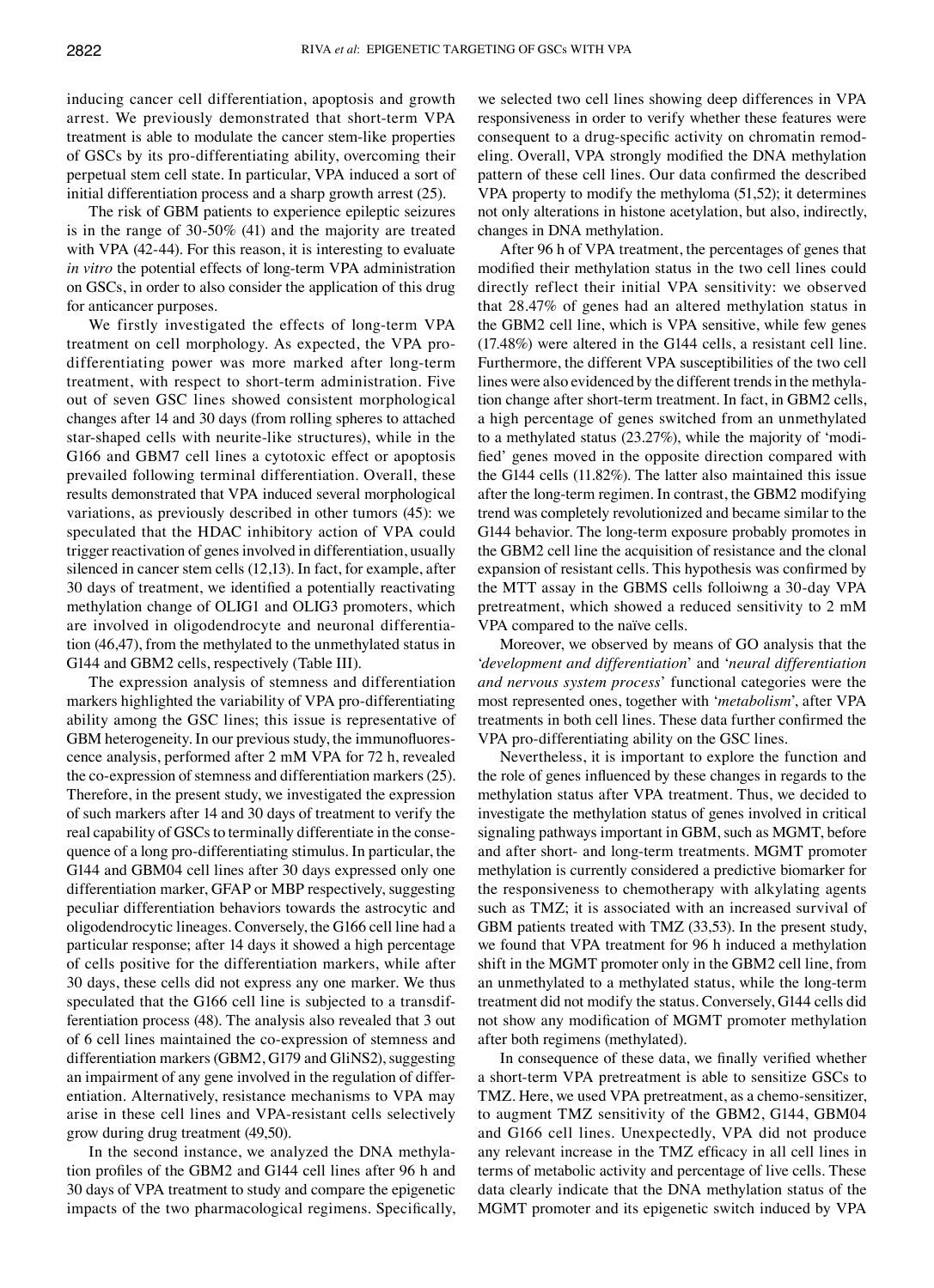inducing cancer cell differentiation, apoptosis and growth arrest. We previously demonstrated that short-term VPA treatment is able to modulate the cancer stem-like properties of GSCs by its pro-differentiating ability, overcoming their perpetual stem cell state. In particular, VPA induced a sort of initial differentiation process and a sharp growth arrest (25).

The risk of GBM patients to experience epileptic seizures is in the range of 30-50% (41) and the majority are treated with VPA (42-44). For this reason, it is interesting to evaluate *in vitro* the potential effects of long-term VPA administration on GSCs, in order to also consider the application of this drug for anticancer purposes.

We firstly investigated the effects of long-term VPA treatment on cell morphology. As expected, the VPA pro-differentiating power was more marked after long-term treatment, with respect to short-term administration. Five out of seven GSC lines showed consistent morphological changes after 14 and 30 days (from rolling spheres to attached star-shaped cells with neurite-like structures), while in the G166 and GBM7 cell lines a cytotoxic effect or apoptosis prevailed following terminal differentiation. Overall, these results demonstrated that VPA induced several morphological variations, as previously described in other tumors (45): we speculated that the HDAC inhibitory action of VPA could trigger reactivation of genes involved in differentiation, usually silenced in cancer stem cells (12,13). In fact, for example, after 30 days of treatment, we identified a potentially reactivating methylation change of OLIG1 and OLIG3 promoters, which are involved in oligodendrocyte and neuronal differentiation (46,47), from the methylated to the unmethylated status in G144 and GBM2 cells, respectively (Table III).

The expression analysis of stemness and differentiation markers highlighted the variability of VPA pro-differentiating ability among the GSC lines; this issue is representative of GBM heterogeneity. In our previous study, the immunofluorescence analysis, performed after 2 mM VPA for 72 h, revealed the co-expression of stemness and differentiation markers (25). Therefore, in the present study, we investigated the expression of such markers after 14 and 30 days of treatment to verify the real capability of GSCs to terminally differentiate in the consequence of a long pro-differentiating stimulus. In particular, the G144 and GBM04 cell lines after 30 days expressed only one differentiation marker, GFAP or MBP respectively, suggesting peculiar differentiation behaviors towards the astrocytic and oligodendrocytic lineages. Conversely, the G166 cell line had a particular response; after 14 days it showed a high percentage of cells positive for the differentiation markers, while after 30 days, these cells did not express any one marker. We thus speculated that the G166 cell line is subjected to a transdifferentiation process (48). The analysis also revealed that 3 out of 6 cell lines maintained the co-expression of stemness and differentiation markers (GBM2, G179 and GliNS2), suggesting an impairment of any gene involved in the regulation of differentiation. Alternatively, resistance mechanisms to VPA may arise in these cell lines and VPA-resistant cells selectively grow during drug treatment (49,50).

In the second instance, we analyzed the DNA methylation profiles of the GBM2 and G144 cell lines after 96 h and 30 days of VPA treatment to study and compare the epigenetic impacts of the two pharmacological regimens. Specifically, we selected two cell lines showing deep differences in VPA responsiveness in order to verify whether these features were consequent to a drug-specific activity on chromatin remodeling. Overall, VPA strongly modified the DNA methylation pattern of these cell lines. Our data confirmed the described VPA property to modify the methyloma (51,52); it determines not only alterations in histone acetylation, but also, indirectly, changes in DNA methylation.

After 96 h of VPA treatment, the percentages of genes that modified their methylation status in the two cell lines could directly reflect their initial VPA sensitivity: we observed that 28.47% of genes had an altered methylation status in the GBM2 cell line, which is VPA sensitive, while few genes (17.48%) were altered in the G144 cells, a resistant cell line. Furthermore, the different VPA susceptibilities of the two cell lines were also evidenced by the different trends in the methylation change after short-term treatment. In fact, in GBM2 cells, a high percentage of genes switched from an unmethylated to a methylated status (23.27%), while the majority of 'modified' genes moved in the opposite direction compared with the G144 cells (11.82%). The latter also maintained this issue after the long-term regimen. In contrast, the GBM2 modifying trend was completely revolutionized and became similar to the G144 behavior. The long-term exposure probably promotes in the GBM2 cell line the acquisition of resistance and the clonal expansion of resistant cells. This hypothesis was confirmed by the MTT assay in the GBMS cells folloiwng a 30-day VPA pretreatment, which showed a reduced sensitivity to 2 mM VPA compared to the naïve cells.

Moreover, we observed by means of GO analysis that the '*development and differentiation*' and '*neural differentiation and nervous system process*' functional categories were the most represented ones, together with '*metabolism*', after VPA treatments in both cell lines. These data further confirmed the VPA pro-differentiating ability on the GSC lines.

Nevertheless, it is important to explore the function and the role of genes influenced by these changes in regards to the methylation status after VPA treatment. Thus, we decided to investigate the methylation status of genes involved in critical signaling pathways important in GBM, such as MGMT, before and after short- and long-term treatments. MGMT promoter methylation is currently considered a predictive biomarker for the responsiveness to chemotherapy with alkylating agents such as TMZ; it is associated with an increased survival of GBM patients treated with TMZ (33,53). In the present study, we found that VPA treatment for 96 h induced a methylation shift in the MGMT promoter only in the GBM2 cell line, from an unmethylated to a methylated status, while the long-term treatment did not modify the status. Conversely, G144 cells did not show any modification of MGMT promoter methylation after both regimens (methylated).

In consequence of these data, we finally verified whether a short-term VPA pretreatment is able to sensitize GSCs to TMZ. Here, we used VPA pretreatment, as a chemo-sensitizer, to augment TMZ sensitivity of the GBM2, G144, GBM04 and G166 cell lines. Unexpectedly, VPA did not produce any relevant increase in the TMZ efficacy in all cell lines in terms of metabolic activity and percentage of live cells. These data clearly indicate that the DNA methylation status of the MGMT promoter and its epigenetic switch induced by VPA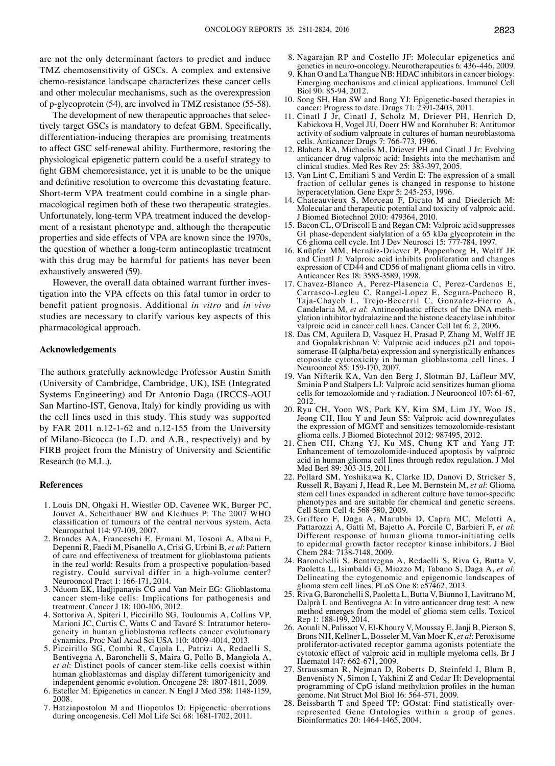are not the only determinant factors to predict and induce TMZ chemosensitivity of GSCs. A complex and extensive chemo-resistance landscape characterizes these cancer cells and other molecular mechanisms, such as the overexpression of p-glycoprotein (54), are involved in TMZ resistance (55-58).

The development of new therapeutic approaches that selectively target GSCs is mandatory to defeat GBM. Specifically, differentiation-inducing therapies are promising treatments to affect GSC self-renewal ability. Furthermore, restoring the physiological epigenetic pattern could be a useful strategy to fight GBM chemoresistance, yet it is unable to be the unique and definitive resolution to overcome this devastating feature. Short-term VPA treatment could combine in a single pharmacological regimen both of these two therapeutic strategies. Unfortunately, long-term VPA treatment induced the development of a resistant phenotype and, although the therapeutic properties and side effects of VPA are known since the 1970s, the question of whether a long-term antineoplastic treatment with this drug may be harmful for patients has never been exhaustively answered (59).

However, the overall data obtained warrant further investigation into the VPA effects on this fatal tumor in order to benefit patient prognosis. Additional *in vitro* and *in vivo* studies are necessary to clarify various key aspects of this pharmacological approach.

## Acknowledgements

The authors gratefully acknowledge Professor Austin Smith (University of Cambridge, Cambridge, UK), ISE (Integrated Systems Engineering) and Dr Antonio Daga (IRCCS-AOU San Martino-IST, Genova, Italy) for kindly providing us with the cell lines used in this study. This study was supported by FAR 2011 n.12-1-62 and n.12-155 from the University of Milano-Bicocca (to L.D. and A.B., respectively) and by FIRB project from the Ministry of University and Scientific Research (to M.L.).

## References

1. Louis DN, Ohgaki H, Wiestler OD, Cavenee WK, Burger PC, Jouvet A, Scheithauer BW and Kleihues P: The 2007 WHO classification of tumours of the central nervous system. Acta Neuropathol 114: 97-109, 2007.
2. Brandes AA, Franceschi E, Ermani M, Tosoni A, Albani F, Depenni R, Faedi M, Pisanello A, Crisi G, Urbini B, *et al*: Pattern of care and effectiveness of treatment for glioblastoma patients in the real world: Results from a prospective population-based registry. Could survival differ in a high-volume center? Neurooncol Pract 1: 166-171, 2014.
3. Nduom EK, Hadjipanayis CG and Van Meir EG: Glioblastoma cancer stem-like cells: Implications for pathogenesis and treatment. Cancer J 18: 100-106, 2012.
4. Sottoriva A, Spiteri I, Piccirillo SG, Touloumis A, Collins VP, Marioni JC, Curtis C, Watts C and Tavaré S: Intratumor heterogeneity in human glioblastoma reflects cancer evolutionary dynamics. Proc Natl Acad Sci USA 110: 4009-4014, 2013.
5. Piccirillo SG, Combi R, Cajola L, Patrizi A, Redaelli S, Bentivegna A, Baronchelli S, Maira G, Pollo B, Mangiola A, *et al*: Distinct pools of cancer stem-like cells coexist within human glioblastomas and display different tumorigenicity and independent genomic evolution. Oncogene 28: 1807-1811, 2009.
6. Esteller M: Epigenetics in cancer. N Engl J Med 358: 1148-1159, 2008.
7. Hatziapostolou M and Iliopoulos D: Epigenetic aberrations during oncogenesis. Cell Mol Life Sci 68: 1681-1702, 2011.
8. Nagarajan RP and Costello JF: Molecular epigenetics and genetics in neuro-oncology. Neurotherapeutics 6: 436-446, 2009.
9. Khan O and La Thangue NB: HDAC inhibitors in cancer biology: Emerging mechanisms and clinical applications. Immunol Cell Biol 90: 85-94, 2012.
10. Song SH, Han SW and Bang YJ: Epigenetic-based therapies in cancer: Progress to date. Drugs 71: 2391-2403, 2011.
11. Cinatl J Jr, Cinatl J, Scholz M, Driever PH, Henrich D, Kabickova H, Vogel JU, Doerr HW and Kornhuber B: Antitumor activity of sodium valproate in cultures of human neuroblastoma cells. Anticancer Drugs 7: 766-773, 1996.
12. Blaheta RA, Michaelis M, Driever PH and Cinatl J Jr: Evolving anticancer drug valproic acid: Insights into the mechanism and clinical studies. Med Res Rev 25: 383-397, 2005.
13. Van Lint C, Emiliani S and Verdin E: The expression of a small fraction of cellular genes is changed in response to histone hyperacetylation. Gene Expr 5: 245-253, 1996.
14. Chateauvieux S, Morceau F, Dicato M and Diederich M: Molecular and therapeutic potential and toxicity of valproic acid. J Biomed Biotechnol 2010: 479364, 2010.
15. Bacon CL, O'Driscoll E and Regan CM: Valproic acid suppresses G1 phase-dependent sialylation of a 65 kDa glycoprotein in the C6 glioma cell cycle. Int J Dev Neurosci 15: 777-784, 1997.
16. Knüpfer MM, Hernáiz-Driever P, Poppenborg H, Wolff JE and Cinatl J: Valproic acid inhibits proliferation and changes expression of CD44 and CD56 of malignant glioma cells in vitro. Anticancer Res 18: 3585-3589, 1998.
17. Chavez-Blanco A, Perez-Plasencia C, Perez-Cardenas E, Carrasco-Legleu C, Rangel-Lopez E, Segura-Pacheco B, Taja-Chayeb L, Trejo-Becerril C, Gonzalez-Fierro A, Candelaria M, *et al*: Antineoplastic effects of the DNA methylation inhibitor hydralazine and the histone deacetylase inhibitor valproic acid in cancer cell lines. Cancer Cell Int 6: 2, 2006.
18. Das CM, Aguilera D, Vasquez H, Prasad P, Zhang M, Wolff JE and Gopalakrishnan V: Valproic acid induces p21 and topoisomerase-II (alpha/beta) expression and synergistically enhances etoposide cytotoxicity in human glioblastoma cell lines. J Neurooncol 85: 159-170, 2007.
19. Van Nifterik KA, Van den Berg J, Slotman BJ, Lafleur MV, Sminia P and Stalpers LJ: Valproic acid sensitizes human glioma cells for temozolomide and γ-radiation. J Neurooncol 107: 61-67, 2012.
20. Ryu CH, Yoon WS, Park KY, Kim SM, Lim JY, Woo JS, Jeong CH, Hou Y and Jeun SS: Valproic acid downregulates the expression of MGMT and sensitizes temozolomide-resistant glioma cells. J Biomed Biotechnol 2012: 987495, 2012.
21. Chen CH, Chang YJ, Ku MS, Chung KT and Yang JT: Enhancement of temozolomide-induced apoptosis by valproic acid in human glioma cell lines through redox regulation. J Mol Med Berl 89: 303-315, 2011.
22. Pollard SM, Yoshikawa K, Clarke ID, Danovi D, Stricker S, Russell R, Bayani J, Head R, Lee M, Bernstein M, *et al*: Glioma stem cell lines expanded in adherent culture have tumor-specific phenotypes and are suitable for chemical and genetic screens. Cell Stem Cell 4: 568-580, 2009.
23. Griffero F, Daga A, Marubbi D, Capra MC, Melotti A, Pattarozzi A, Gatti M, Bajetto A, Porcile C, Barbieri F, *et al*: Different response of human glioma tumor-initiating cells to epidermal growth factor receptor kinase inhibitors. J Biol Chem 284: 7138-7148, 2009.
24. Baronchelli S, Bentivegna A, Redaelli S, Riva G, Butta V, Paoletta L, Isimbaldi G, Miozzo M, Tabano S, Daga A, *et al*: Delineating the cytogenomic and epigenomic landscapes of glioma stem cell lines. PLoS One 8: e57462, 2013.
25. Riva G, Baronchelli S, Paoletta L, Butta V, Biunno I, Lavitrano M, Dalprà L and Bentivegna A: In vitro anticancer drug test: A new method emerges from the model of glioma stem cells. Toxicol Rep 1: 188-199, 2014.
26. Aouali N, Palissot V, El-Khoury V, Moussay E, Janji B, Pierson S, Brons NH, Kellner L, Bosseler M, Van Moer K, *et al*: Peroxisome proliferator-activated receptor gamma agonists potentiate the cytotoxic effect of valproic acid in multiple myeloma cells. Br J Haematol 147: 662-671, 2009.
27. Straussman R, Nejman D, Roberts D, Steinfeld I, Blum B, Benvenisty N, Simon I, Yakhini Z and Cedar H: Developmental programming of CpG island methylation profiles in the human genome. Nat Struct Mol Biol 16: 564-571, 2009.
28. Beissbarth T and Speed TP: GOstat: Find statistically overrepresented Gene Ontologies within a group of genes. Bioinformatics 20: 1464-1465, 2004.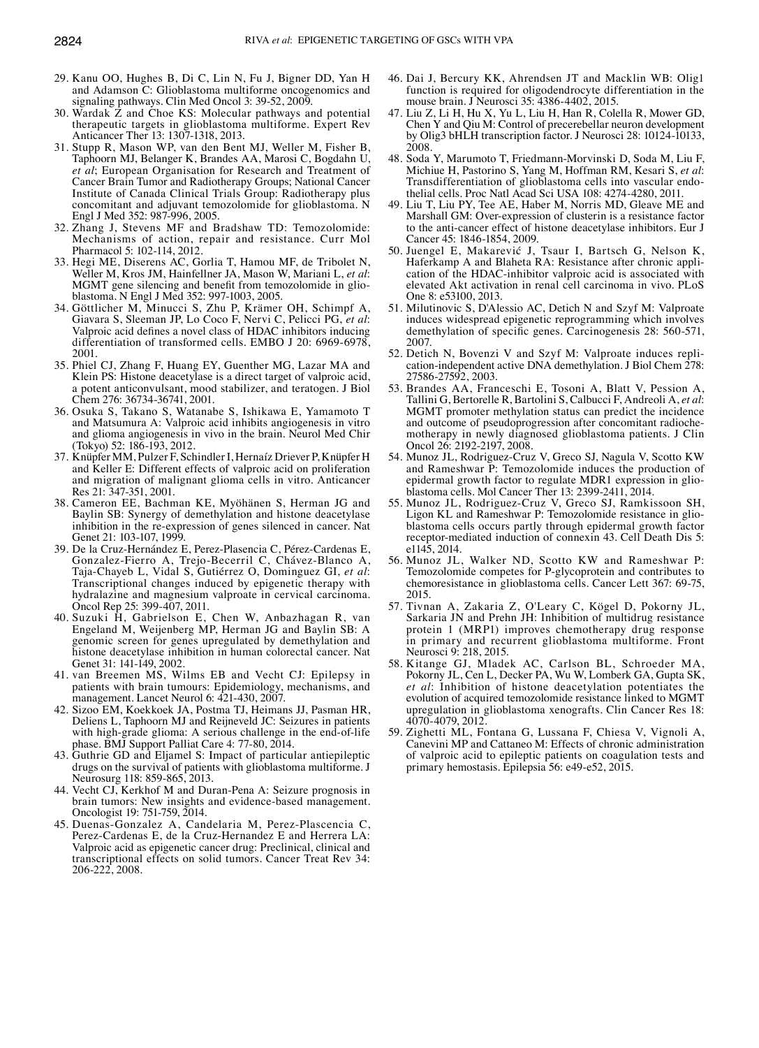29. Kanu OO, Hughes B, Di C, Lin N, Fu J, Bigner DD, Yan H and Adamson C: Glioblastoma multiforme oncogenomics and signaling pathways. Clin Med Oncol 3: 39-52, 2009.
30. Wardak Z and Choe KS: Molecular pathways and potential therapeutic targets in glioblastoma multiforme. Expert Rev Anticancer Ther 13: 1307-1318, 2013.
31. Stupp R, Mason WP, van den Bent MJ, Weller M, Fisher B, Taphoorn MJ, Belanger K, Brandes AA, Marosi C, Bogdahn U, *et al*; European Organisation for Research and Treatment of Cancer Brain Tumor and Radiotherapy Groups; National Cancer Institute of Canada Clinical Trials Group: Radiotherapy plus concomitant and adjuvant temozolomide for glioblastoma. N Engl J Med 352: 987-996, 2005.
32. Zhang J, Stevens MF and Bradshaw TD: Temozolomide: Mechanisms of action, repair and resistance. Curr Mol Pharmacol 5: 102-114, 2012.
33. Hegi ME, Diserens AC, Gorlia T, Hamou MF, de Tribolet N, Weller M, Kros JM, Hainfellner JA, Mason W, Mariani L, *et al*: MGMT gene silencing and benefit from temozolomide in glioblastoma. N Engl J Med 352: 997-1003, 2005.
34. Göttlicher M, Minucci S, Zhu P, Krämer OH, Schimpf A, Giavara S, Sleeman JP, Lo Coco F, Nervi C, Pelicci PG, *et al*: Valproic acid defines a novel class of HDAC inhibitors inducing differentiation of transformed cells. EMBO J 20: 6969-6978, 2001.
35. Phiel CJ, Zhang F, Huang EY, Guenther MG, Lazar MA and Klein PS: Histone deacetylase is a direct target of valproic acid, a potent anticonvulsant, mood stabilizer, and teratogen. J Biol Chem 276: 36734-36741, 2001.
36. Osuka S, Takano S, Watanabe S, Ishikawa E, Yamamoto T and Matsumura A: Valproic acid inhibits angiogenesis in vitro and glioma angiogenesis in vivo in the brain. Neurol Med Chir (Tokyo) 52: 186-193, 2012.
37. Knüpfer MM, Pulzer F, Schindler I, Hernaíz Driever P, Knüpfer H and Keller E: Different effects of valproic acid on proliferation and migration of malignant glioma cells in vitro. Anticancer Res 21: 347-351, 2001.
38. Cameron EE, Bachman KE, Myöhänen S, Herman JG and Baylin SB: Synergy of demethylation and histone deacetylase inhibition in the re-expression of genes silenced in cancer. Nat Genet 21: 103-107, 1999.
39. De la Cruz-Hernández E, Perez-Plasencia C, Pérez-Cardenas E, Gonzalez-Fierro A, Trejo-Becerril C, Chávez-Blanco A, Taja-Chayeb L, Vidal S, Gutiérrez O, Dominguez GI, *et al*: Transcriptional changes induced by epigenetic therapy with hydralazine and magnesium valproate in cervical carcinoma. Oncol Rep 25: 399-407, 2011.
40. Suzuki H, Gabrielson E, Chen W, Anbazhagan R, van Engeland M, Weijenberg MP, Herman JG and Baylin SB: A genomic screen for genes upregulated by demethylation and histone deacetylase inhibition in human colorectal cancer. Nat Genet 31: 141-149, 2002.
41. van Breemen MS, Wilms EB and Vecht CJ: Epilepsy in patients with brain tumours: Epidemiology, mechanisms, and management. Lancet Neurol 6: 421-430, 2007.
42. Sizoo EM, Koekkoek JA, Postma TJ, Heimans JJ, Pasman HR, Deliens L, Taphoorn MJ and Reijneveld JC: Seizures in patients with high-grade glioma: A serious challenge in the end-of-life phase. BMJ Support Palliat Care 4: 77-80, 2014.
43. Guthrie GD and Eljamel S: Impact of particular antiepileptic drugs on the survival of patients with glioblastoma multiforme. J Neurosurg 118: 859-865, 2013.
44. Vecht CJ, Kerkhof M and Duran-Pena A: Seizure prognosis in brain tumors: New insights and evidence-based management. Oncologist 19: 751-759, 2014.
45. Duenas-Gonzalez A, Candelaria M, Perez-Plascencia C, Perez-Cardenas E, de la Cruz-Hernandez E and Herrera LA: Valproic acid as epigenetic cancer drug: Preclinical, clinical and transcriptional effects on solid tumors. Cancer Treat Rev 34: 206-222, 2008.
46. Dai J, Bercury KK, Ahrendsen JT and Macklin WB: Olig1 function is required for oligodendrocyte differentiation in the mouse brain. J Neurosci 35: 4386-4402, 2015.
47. Liu Z, Li H, Hu X, Yu L, Liu H, Han R, Colella R, Mower GD, Chen Y and Qiu M: Control of precerebellar neuron development by Olig3 bHLH transcription factor. J Neurosci 28: 10124-10133, 2008.
48. Soda Y, Marumoto T, Friedmann-Morvinski D, Soda M, Liu F, Michiue H, Pastorino S, Yang M, Hoffman RM, Kesari S, *et al*: Transdifferentiation of glioblastoma cells into vascular endothelial cells. Proc Natl Acad Sci USA 108: 4274-4280, 2011.
49. Liu T, Liu PY, Tee AE, Haber M, Norris MD, Gleave ME and Marshall GM: Over-expression of clusterin is a resistance factor to the anti-cancer effect of histone deacetylase inhibitors. Eur J Cancer 45: 1846-1854, 2009.
50. Juengel E, Makarević J, Tsaur I, Bartsch G, Nelson K, Haferkamp A and Blaheta RA: Resistance after chronic application of the HDAC-inhibitor valproic acid is associated with elevated Akt activation in renal cell carcinoma in vivo. PLoS One 8: e53100, 2013.
51. Milutinovic S, D'Alessio AC, Detich N and Szyf M: Valproate induces widespread epigenetic reprogramming which involves demethylation of specific genes. Carcinogenesis 28: 560-571, 2007.
52. Detich N, Bovenzi V and Szyf M: Valproate induces replication-independent active DNA demethylation. J Biol Chem 278: 27586-27592, 2003.
53. Brandes AA, Franceschi E, Tosoni A, Blatt V, Pession A, Tallini G, Bertorelle R, Bartolini S, Calbucci F, Andreoli A, *et al*: MGMT promoter methylation status can predict the incidence and outcome of pseudoprogression after concomitant radiochemotherapy in newly diagnosed glioblastoma patients. J Clin Oncol 26: 2192-2197, 2008.
54. Munoz JL, Rodriguez-Cruz V, Greco SJ, Nagula V, Scotto KW and Rameshwar P: Temozolomide induces the production of epidermal growth factor to regulate MDR1 expression in glioblastoma cells. Mol Cancer Ther 13: 2399-2411, 2014.
55. Munoz JL, Rodriguez-Cruz V, Greco SJ, Ramkissoon SH, Ligon KL and Rameshwar P: Temozolomide resistance in glioblastoma cells occurs partly through epidermal growth factor receptor-mediated induction of connexin 43. Cell Death Dis 5: e1145, 2014.
56. Munoz JL, Walker ND, Scotto KW and Rameshwar P: Temozolomide competes for P-glycoprotein and contributes to chemoresistance in glioblastoma cells. Cancer Lett 367: 69-75, 2015.
57. Tivnan A, Zakaria Z, O'Leary C, Kögel D, Pokorny JL, Sarkaria JN and Prehn JH: Inhibition of multidrug resistance protein 1 (MRP1) improves chemotherapy drug response in primary and recurrent glioblastoma multiforme. Front Neurosci 9: 218, 2015.
58. Kitange GJ, Mladek AC, Carlson BL, Schroeder MA, Pokorny JL, Cen L, Decker PA, Wu W, Lomberk GA, Gupta SK, *et al*: Inhibition of histone deacetylation potentiates the evolution of acquired temozolomide resistance linked to MGMT upregulation in glioblastoma xenografts. Clin Cancer Res 18: 4070-4079, 2012.
59. Zighetti ML, Fontana G, Lussana F, Chiesa V, Vignoli A, Canevini MP and Cattaneo M: Effects of chronic administration of valproic acid to epileptic patients on coagulation tests and primary hemostasis. Epilepsia 56: e49-e52, 2015.